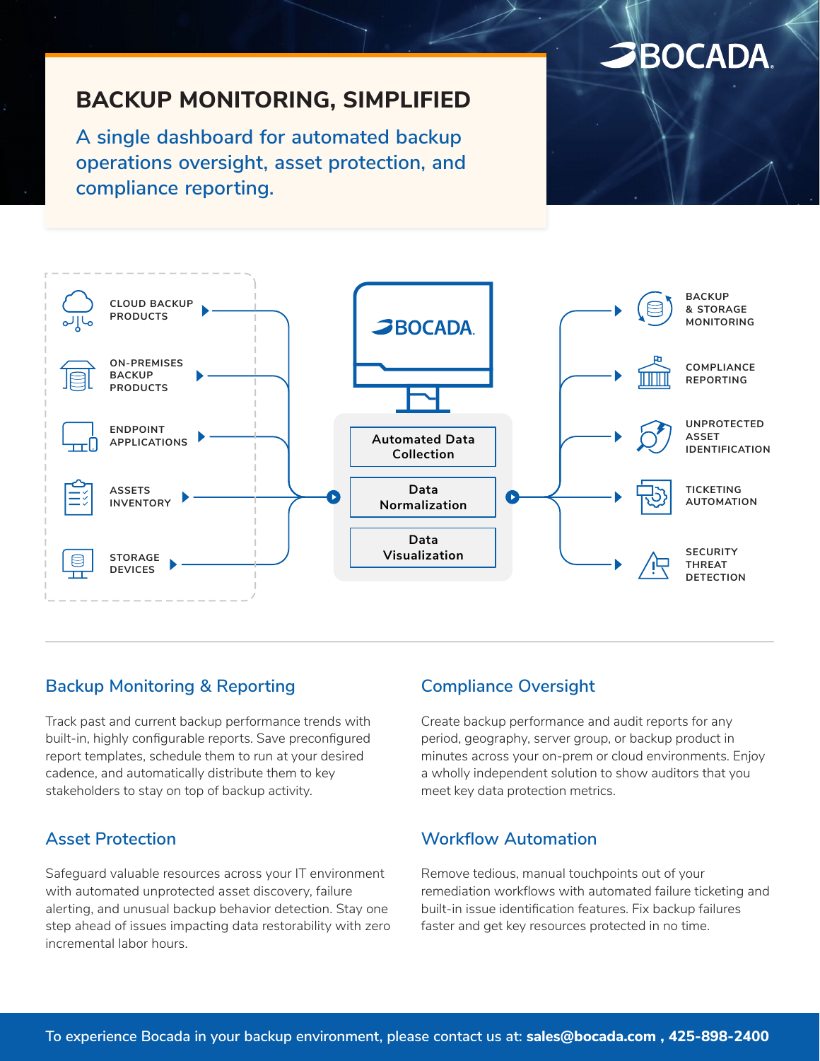BOCADA

# BACKUP MONITORING, SIMPLIFIED

A single dashboard for automated backup operations oversight, asset protection, and compliance reporting.

- CLOUD BACKUP PRODUCTS
- ON-PREMISES BACKUP PRODUCTS
- ENDPOINT APPLICATIONS
- ASSETS INVENTORY
- STORAGE DEVICES

BOCADA

- Automated Data Collection
- Data Normalization
- Data Visualization

- BACKUP & STORAGE MONITORING
- COMPLIANCE REPORTING
- UNPROTECTED ASSET IDENTIFICATION
- TICKETING AUTOMATION
- SECURITY THREAT DETECTION

## Backup Monitoring & Reporting

Track past and current backup performance trends with built-in, highly configurable reports. Save preconfigured report templates, schedule them to run at your desired cadence, and automatically distribute them to key stakeholders to stay on top of backup activity.

## Asset Protection

Safeguard valuable resources across your IT environment with automated unprotected asset discovery, failure alerting, and unusual backup behavior detection. Stay one step ahead of issues impacting data restorability with zero incremental labor hours.

## Compliance Oversight

Create backup performance and audit reports for any period, geography, server group, or backup product in minutes across your on-prem or cloud environments. Enjoy a wholly independent solution to show auditors that you meet key data protection metrics.

## Workflow Automation

Remove tedious, manual touchpoints out of your remediation workflows with automated failure ticketing and built-in issue identification features. Fix backup failures faster and get key resources protected in no time.

To experience Bocada in your backup environment, please contact us at: **sales@bocada.com , 425-898-2400**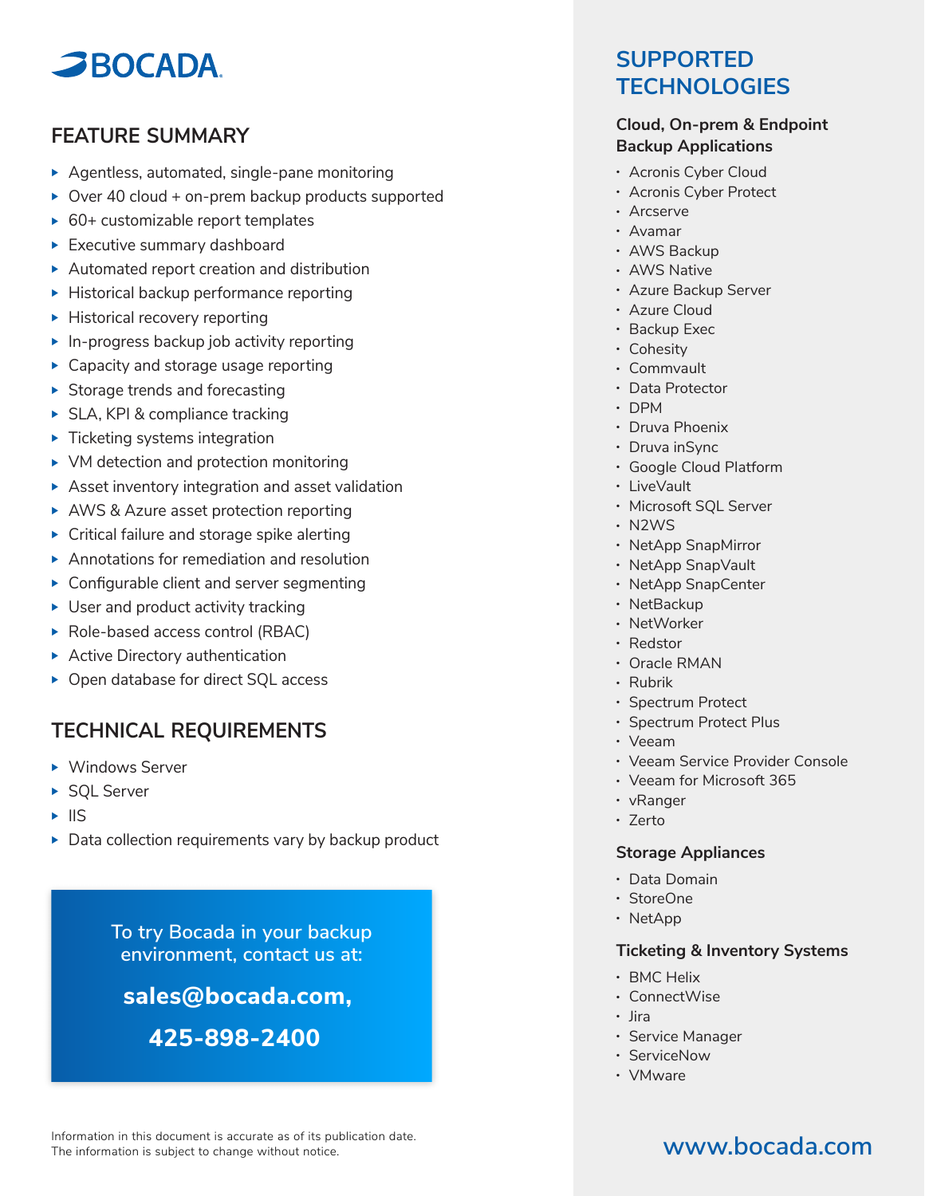BOCADA

## FEATURE SUMMARY

- Agentless, automated, single-pane monitoring
- Over 40 cloud + on-prem backup products supported
- 60+ customizable report templates
- Executive summary dashboard
- Automated report creation and distribution
- Historical backup performance reporting
- Historical recovery reporting
- In-progress backup job activity reporting
- Capacity and storage usage reporting
- Storage trends and forecasting
- SLA, KPI & compliance tracking
- Ticketing systems integration
- VM detection and protection monitoring
- Asset inventory integration and asset validation
- AWS & Azure asset protection reporting
- Critical failure and storage spike alerting
- Annotations for remediation and resolution
- Configurable client and server segmenting
- User and product activity tracking
- Role-based access control (RBAC)
- Active Directory authentication
- Open database for direct SQL access

## TECHNICAL REQUIREMENTS

- Windows Server
- SQL Server
- IIS
- Data collection requirements vary by backup product

To try Bocada in your backup environment, contact us at:

**sales@bocada.com,**

**425-898-2400**

Information in this document is accurate as of its publication date.
The information is subject to change without notice.

## SUPPORTED TECHNOLOGIES

### Cloud, On-prem & Endpoint Backup Applications

- Acronis Cyber Cloud
- Acronis Cyber Protect
- Arcserve
- Avamar
- AWS Backup
- AWS Native
- Azure Backup Server
- Azure Cloud
- Backup Exec
- Cohesity
- Commvault
- Data Protector
- DPM
- Druva Phoenix
- Druva inSync
- Google Cloud Platform
- LiveVault
- Microsoft SQL Server
- N2WS
- NetApp SnapMirror
- NetApp SnapVault
- NetApp SnapCenter
- NetBackup
- NetWorker
- Redstor
- Oracle RMAN
- Rubrik
- Spectrum Protect
- Spectrum Protect Plus
- Veeam
- Veeam Service Provider Console
- Veeam for Microsoft 365
- vRanger
- Zerto

### Storage Appliances

- Data Domain
- StoreOne
- NetApp

### Ticketing & Inventory Systems

- BMC Helix
- ConnectWise
- Jira
- Service Manager
- ServiceNow
- VMware

www.bocada.com